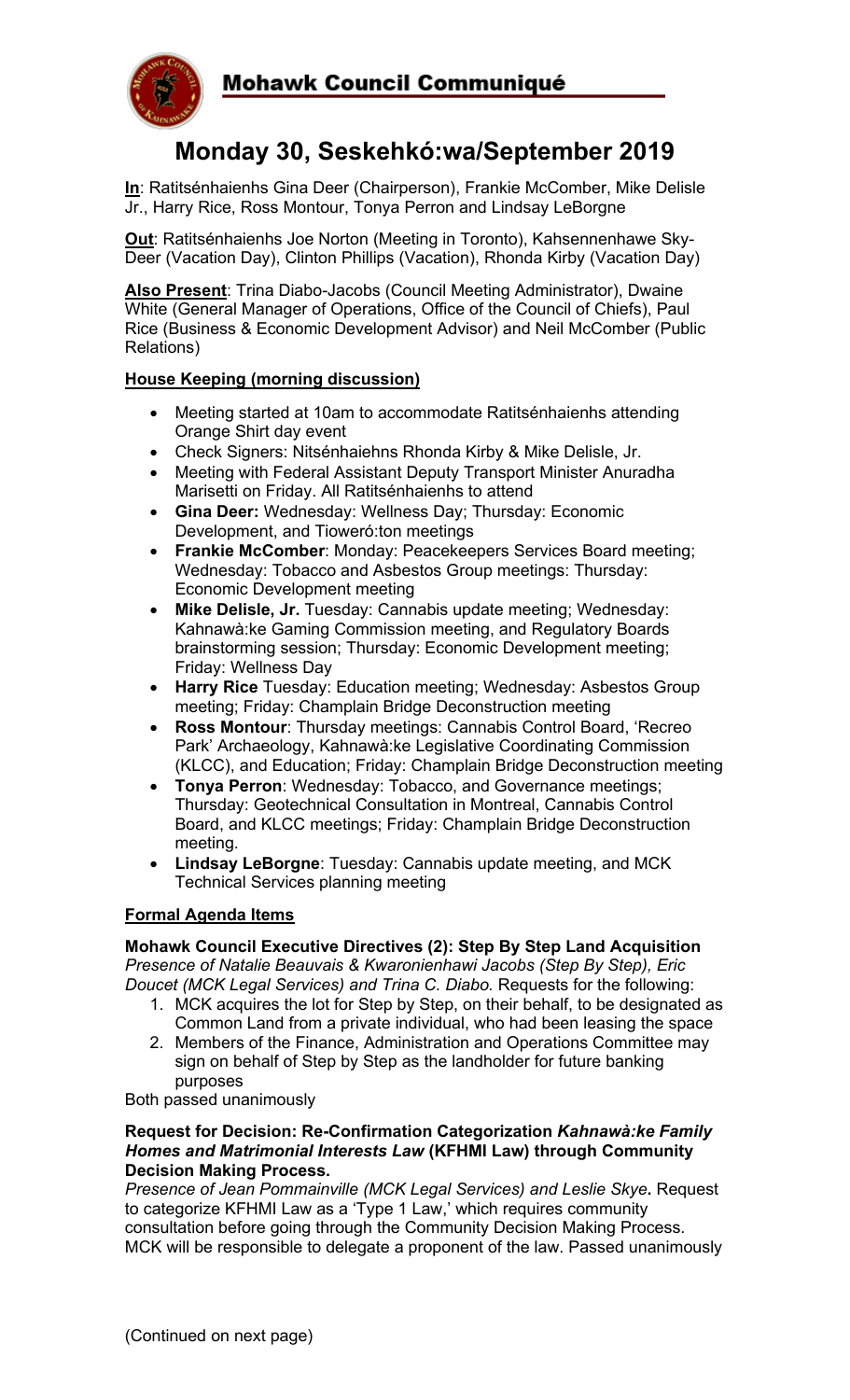# Mohawk Council Communiqué

# Monday 30, Seskehkó:wa/September 2019

**In**: Ratitsénhaienhs Gina Deer (Chairperson), Frankie McComber, Mike Delisle Jr., Harry Rice, Ross Montour, Tonya Perron and Lindsay LeBorgne

**Out**: Ratitsénhaienhs Joe Norton (Meeting in Toronto), Kahsennenhawe Sky-Deer (Vacation Day), Clinton Phillips (Vacation), Rhonda Kirby (Vacation Day)

**Also Present**: Trina Diabo-Jacobs (Council Meeting Administrator), Dwaine White (General Manager of Operations, Office of the Council of Chiefs), Paul Rice (Business & Economic Development Advisor) and Neil McComber (Public Relations)

**House Keeping (morning discussion)**

- Meeting started at 10am to accommodate Ratitsénhaienhs attending Orange Shirt day event
- Check Signers: Nitsénhaiehns Rhonda Kirby & Mike Delisle, Jr.
- Meeting with Federal Assistant Deputy Transport Minister Anuradha Marisetti on Friday. All Ratitsénhaienhs to attend
- **Gina Deer:** Wednesday: Wellness Day; Thursday: Economic Development, and Tioweró:ton meetings
- **Frankie McComber**: Monday: Peacekeepers Services Board meeting; Wednesday: Tobacco and Asbestos Group meetings: Thursday: Economic Development meeting
- **Mike Delisle, Jr.** Tuesday: Cannabis update meeting; Wednesday: Kahnawà:ke Gaming Commission meeting, and Regulatory Boards brainstorming session; Thursday: Economic Development meeting; Friday: Wellness Day
- **Harry Rice** Tuesday: Education meeting; Wednesday: Asbestos Group meeting; Friday: Champlain Bridge Deconstruction meeting
- **Ross Montour**: Thursday meetings: Cannabis Control Board, 'Recreo Park' Archaeology, Kahnawà:ke Legislative Coordinating Commission (KLCC), and Education; Friday: Champlain Bridge Deconstruction meeting
- **Tonya Perron**: Wednesday: Tobacco, and Governance meetings; Thursday: Geotechnical Consultation in Montreal, Cannabis Control Board, and KLCC meetings; Friday: Champlain Bridge Deconstruction meeting.
- **Lindsay LeBorgne**: Tuesday: Cannabis update meeting, and MCK Technical Services planning meeting

**Formal Agenda Items**

**Mohawk Council Executive Directives (2): Step By Step Land Acquisition**
*Presence of Natalie Beauvais & Kwaronienhawi Jacobs (Step By Step), Eric Doucet (MCK Legal Services) and Trina C. Diabo.* Requests for the following:

1. MCK acquires the lot for Step by Step, on their behalf, to be designated as Common Land from a private individual, who had been leasing the space
2. Members of the Finance, Administration and Operations Committee may sign on behalf of Step by Step as the landholder for future banking purposes

Both passed unanimously

**Request for Decision: Re-Confirmation Categorization *Kahnawà:ke Family Homes and Matrimonial Interests Law* (KFHMI Law) through Community Decision Making Process.**
*Presence of Jean Pommainville (MCK Legal Services) and Leslie Skye***.** Request to categorize KFHMI Law as a 'Type 1 Law,' which requires community consultation before going through the Community Decision Making Process. MCK will be responsible to delegate a proponent of the law. Passed unanimously

(Continued on next page)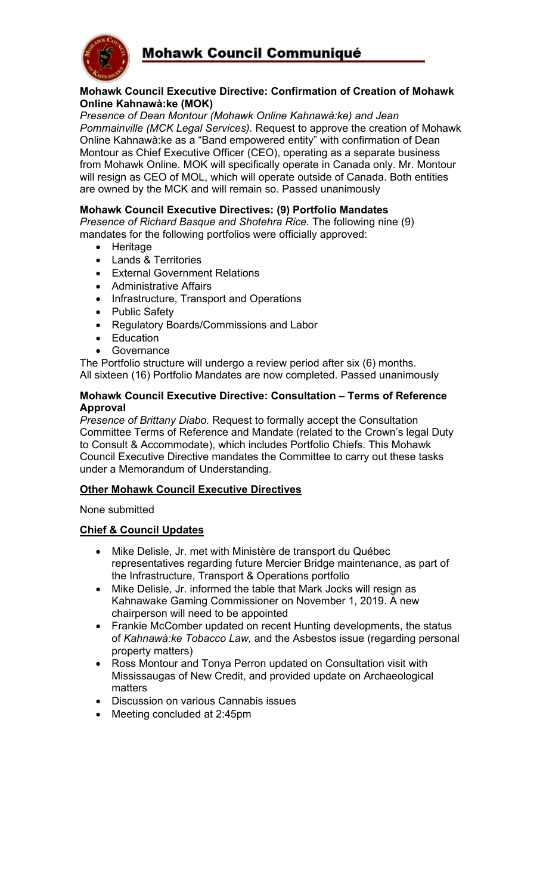# Mohawk Council Communiqué

**Mohawk Council Executive Directive: Confirmation of Creation of Mohawk Online Kahnawà:ke (MOK)**

*Presence of Dean Montour (Mohawk Online Kahnawà:ke) and Jean Pommainville (MCK Legal Services).* Request to approve the creation of Mohawk Online Kahnawà:ke as a "Band empowered entity" with confirmation of Dean Montour as Chief Executive Officer (CEO), operating as a separate business from Mohawk Online. MOK will specifically operate in Canada only. Mr. Montour will resign as CEO of MOL, which will operate outside of Canada. Both entities are owned by the MCK and will remain so. Passed unanimously

**Mohawk Council Executive Directives: (9) Portfolio Mandates**

*Presence of Richard Basque and Shotehra Rice.* The following nine (9) mandates for the following portfolios were officially approved:

- Heritage
- Lands & Territories
- External Government Relations
- Administrative Affairs
- Infrastructure, Transport and Operations
- Public Safety
- Regulatory Boards/Commissions and Labor
- Education
- Governance

The Portfolio structure will undergo a review period after six (6) months.
All sixteen (16) Portfolio Mandates are now completed. Passed unanimously

**Mohawk Council Executive Directive: Consultation – Terms of Reference Approval**

*Presence of Brittany Diabo.* Request to formally accept the Consultation Committee Terms of Reference and Mandate (related to the Crown's legal Duty to Consult & Accommodate), which includes Portfolio Chiefs. This Mohawk Council Executive Directive mandates the Committee to carry out these tasks under a Memorandum of Understanding.

**Other Mohawk Council Executive Directives**

None submitted

**Chief & Council Updates**

- Mike Delisle, Jr. met with Ministère de transport du Québec representatives regarding future Mercier Bridge maintenance, as part of the Infrastructure, Transport & Operations portfolio
- Mike Delisle, Jr. informed the table that Mark Jocks will resign as Kahnawake Gaming Commissioner on November 1, 2019. A new chairperson will need to be appointed
- Frankie McComber updated on recent Hunting developments, the status of *Kahnawà:ke Tobacco Law,* and the Asbestos issue (regarding personal property matters)
- Ross Montour and Tonya Perron updated on Consultation visit with Mississaugas of New Credit, and provided update on Archaeological matters
- Discussion on various Cannabis issues
- Meeting concluded at 2:45pm